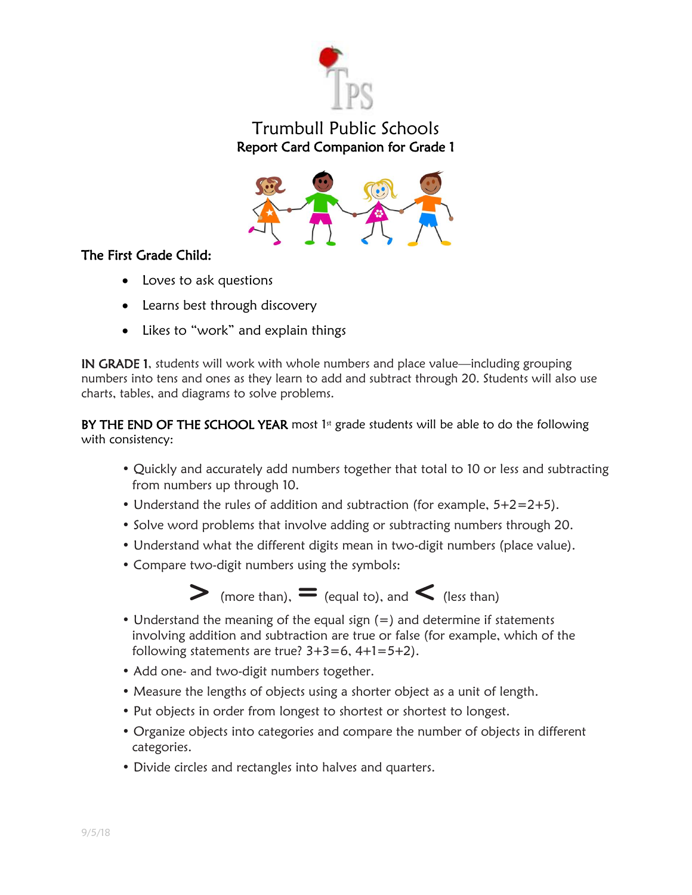# Trumbull Public Schools

## Report Card Companion for Grade 1

### The First Grade Child:

- Loves to ask questions
- Learns best through discovery
- Likes to "work" and explain things

**IN GRADE 1**, students will work with whole numbers and place value—including grouping numbers into tens and ones as they learn to add and subtract through 20. Students will also use charts, tables, and diagrams to solve problems.

**BY THE END OF THE SCHOOL YEAR** most 1st grade students will be able to do the following with consistency:

- Quickly and accurately add numbers together that total to 10 or less and subtracting from numbers up through 10.
- Understand the rules of addition and subtraction (for example, 5+2=2+5).
- Solve word problems that involve adding or subtracting numbers through 20.
- Understand what the different digits mean in two-digit numbers (place value).
- Compare two-digit numbers using the symbols:

  **>** (more than), **=** (equal to), and **<** (less than)

- Understand the meaning of the equal sign (=) and determine if statements involving addition and subtraction are true or false (for example, which of the following statements are true? 3+3=6, 4+1=5+2).
- Add one- and two-digit numbers together.
- Measure the lengths of objects using a shorter object as a unit of length.
- Put objects in order from longest to shortest or shortest to longest.
- Organize objects into categories and compare the number of objects in different categories.
- Divide circles and rectangles into halves and quarters.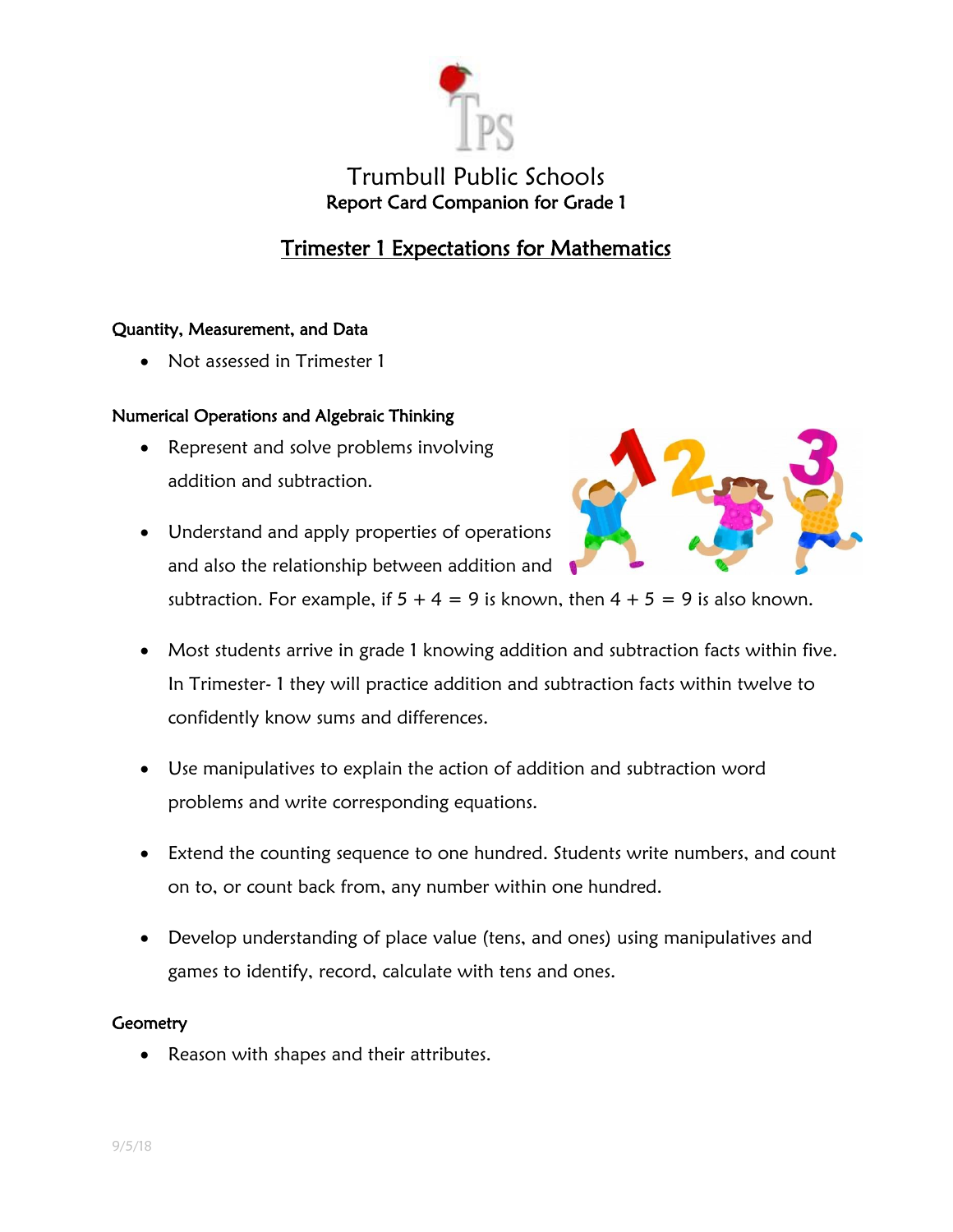# Trumbull Public Schools

## Report Card Companion for Grade 1

## Trimester 1 Expectations for Mathematics

### Quantity, Measurement, and Data

- Not assessed in Trimester 1

### Numerical Operations and Algebraic Thinking

- Represent and solve problems involving addition and subtraction.
- Understand and apply properties of operations and also the relationship between addition and subtraction. For example, if $5 + 4 = 9$ is known, then $4 + 5 = 9$ is also known.
- Most students arrive in grade 1 knowing addition and subtraction facts within five. In Trimester- 1 they will practice addition and subtraction facts within twelve to confidently know sums and differences.
- Use manipulatives to explain the action of addition and subtraction word problems and write corresponding equations.
- Extend the counting sequence to one hundred. Students write numbers, and count on to, or count back from, any number within one hundred.
- Develop understanding of place value (tens, and ones) using manipulatives and games to identify, record, calculate with tens and ones.

### Geometry

- Reason with shapes and their attributes.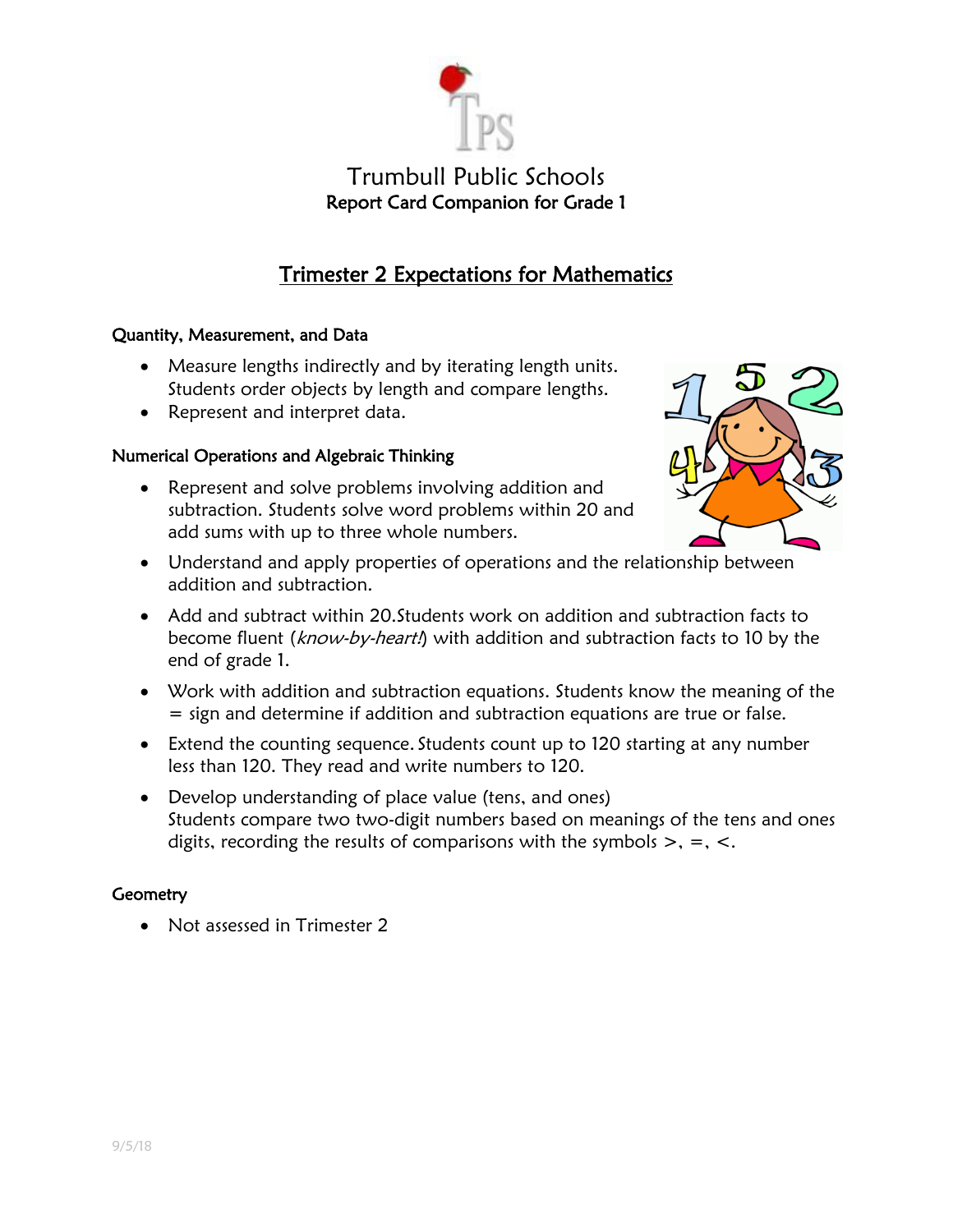# Trumbull Public Schools

**Report Card Companion for Grade 1**

## Trimester 2 Expectations for Mathematics

### Quantity, Measurement, and Data

- Measure lengths indirectly and by iterating length units. Students order objects by length and compare lengths.
- Represent and interpret data.

### Numerical Operations and Algebraic Thinking

- Represent and solve problems involving addition and subtraction. Students solve word problems within 20 and add sums with up to three whole numbers.
- Understand and apply properties of operations and the relationship between addition and subtraction.
- Add and subtract within 20.Students work on addition and subtraction facts to become fluent (*know-by-heart!*) with addition and subtraction facts to 10 by the end of grade 1.
- Work with addition and subtraction equations. Students know the meaning of the = sign and determine if addition and subtraction equations are true or false.
- Extend the counting sequence. Students count up to 120 starting at any number less than 120. They read and write numbers to 120.
- Develop understanding of place value (tens, and ones)
  Students compare two two-digit numbers based on meanings of the tens and ones digits, recording the results of comparisons with the symbols >, =, <.

### Geometry

- Not assessed in Trimester 2

9/5/18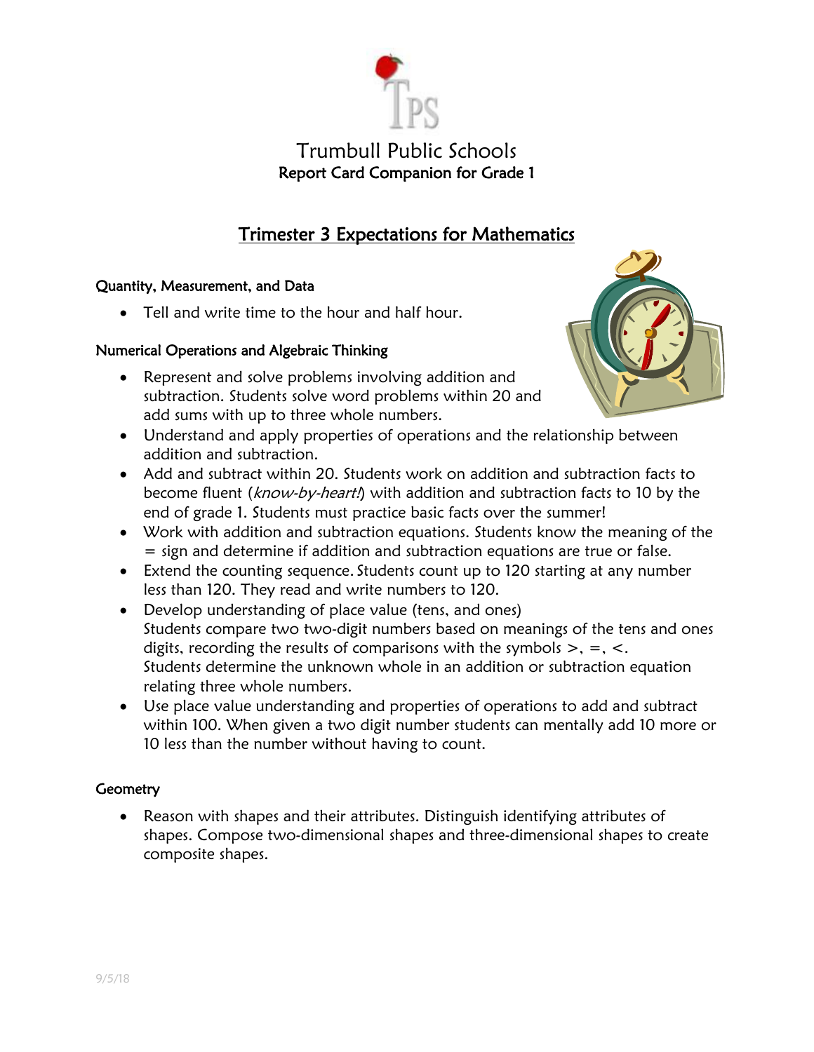# Trumbull Public Schools

## Report Card Companion for Grade 1

## Trimester 3 Expectations for Mathematics

### Quantity, Measurement, and Data

- Tell and write time to the hour and half hour.

### Numerical Operations and Algebraic Thinking

- Represent and solve problems involving addition and subtraction. Students solve word problems within 20 and add sums with up to three whole numbers.
- Understand and apply properties of operations and the relationship between addition and subtraction.
- Add and subtract within 20. Students work on addition and subtraction facts to become fluent (*know-by-heart!*) with addition and subtraction facts to 10 by the end of grade 1. Students must practice basic facts over the summer!
- Work with addition and subtraction equations. Students know the meaning of the = sign and determine if addition and subtraction equations are true or false.
- Extend the counting sequence. Students count up to 120 starting at any number less than 120. They read and write numbers to 120.
- Develop understanding of place value (tens, and ones)
  Students compare two two-digit numbers based on meanings of the tens and ones digits, recording the results of comparisons with the symbols >, =, <.
  Students determine the unknown whole in an addition or subtraction equation relating three whole numbers.
- Use place value understanding and properties of operations to add and subtract within 100. When given a two digit number students can mentally add 10 more or 10 less than the number without having to count.

### Geometry

- Reason with shapes and their attributes. Distinguish identifying attributes of shapes. Compose two-dimensional shapes and three-dimensional shapes to create composite shapes.

9/5/18